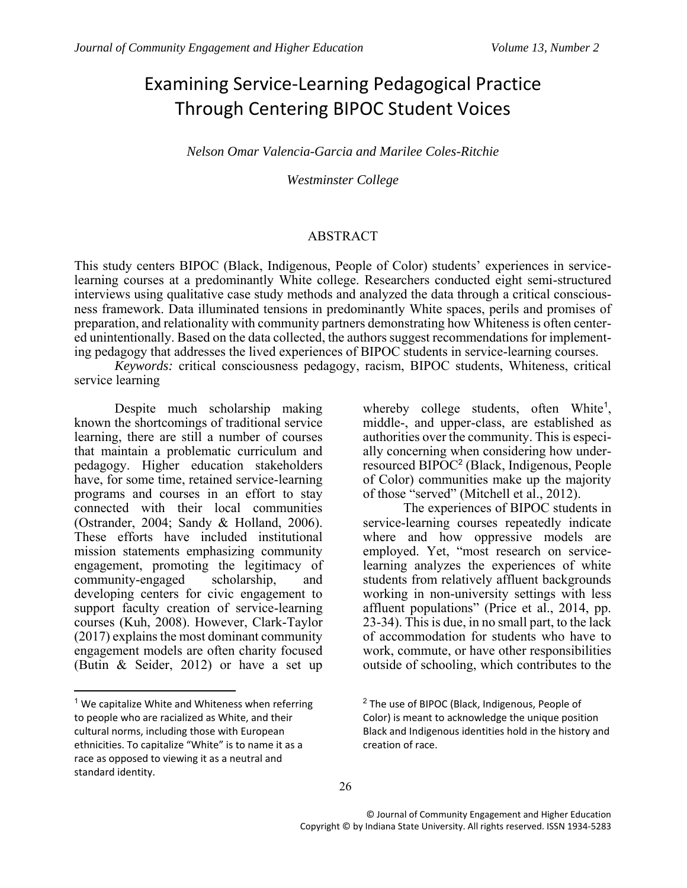# Examining Service-Learning Pedagogical Practice Through Centering BIPOC Student Voices

*Nelson Omar Valencia-Garcia and Marilee Coles-Ritchie*

*Westminster College*

## ABSTRACT

This study centers BIPOC (Black, Indigenous, People of Color) students' experiences in service-learning courses at a predominantly White college. Researchers conducted eight semi-structured interviews using qualitative case study methods and analyzed the data through a critical consciousness framework. Data illuminated tensions in predominantly White spaces, perils and promises of preparation, and relationality with community partners demonstrating how Whiteness is often centered unintentionally. Based on the data collected, the authors suggest recommendations for implementing pedagogy that addresses the lived experiences of BIPOC students in service-learning courses.

*Keywords:* critical consciousness pedagogy, racism, BIPOC students, Whiteness, critical service learning

Despite much scholarship making known the shortcomings of traditional service learning, there are still a number of courses that maintain a problematic curriculum and pedagogy. Higher education stakeholders have, for some time, retained service-learning programs and courses in an effort to stay connected with their local communities (Ostrander, 2004; Sandy & Holland, 2006). These efforts have included institutional mission statements emphasizing community engagement, promoting the legitimacy of community-engaged scholarship, and developing centers for civic engagement to support faculty creation of service-learning courses (Kuh, 2008). However, Clark-Taylor (2017) explains the most dominant community engagement models are often charity focused (Butin & Seider, 2012) or have a set up whereby college students, often White[1], middle-, and upper-class, are established as authorities over the community. This is especially concerning when considering how under-resourced BIPOC[2] (Black, Indigenous, People of Color) communities make up the majority of those "served" (Mitchell et al., 2012).

The experiences of BIPOC students in service-learning courses repeatedly indicate where and how oppressive models are employed. Yet, "most research on service-learning analyzes the experiences of white students from relatively affluent backgrounds working in non-university settings with less affluent populations" (Price et al., 2014, pp. 23-34). This is due, in no small part, to the lack of accommodation for students who have to work, commute, or have other responsibilities outside of schooling, which contributes to the

[1] We capitalize White and Whiteness when referring to people who are racialized as White, and their cultural norms, including those with European ethnicities. To capitalize "White" is to name it as a race as opposed to viewing it as a neutral and standard identity.

[2] The use of BIPOC (Black, Indigenous, People of Color) is meant to acknowledge the unique position Black and Indigenous identities hold in the history and creation of race.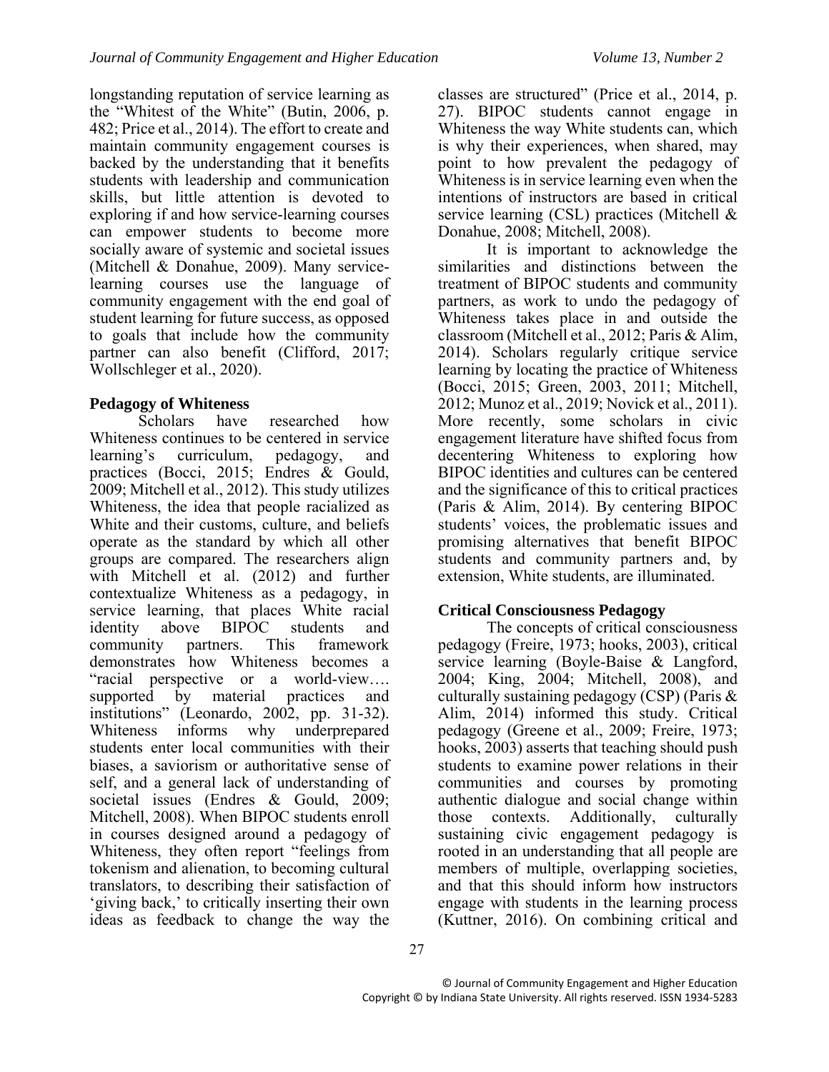longstanding reputation of service learning as the "Whitest of the White" (Butin, 2006, p. 482; Price et al., 2014). The effort to create and maintain community engagement courses is backed by the understanding that it benefits students with leadership and communication skills, but little attention is devoted to exploring if and how service-learning courses can empower students to become more socially aware of systemic and societal issues (Mitchell & Donahue, 2009). Many service-learning courses use the language of community engagement with the end goal of student learning for future success, as opposed to goals that include how the community partner can also benefit (Clifford, 2017; Wollschleger et al., 2020).

### Pedagogy of Whiteness

Scholars have researched how Whiteness continues to be centered in service learning's curriculum, pedagogy, and practices (Bocci, 2015; Endres & Gould, 2009; Mitchell et al., 2012). This study utilizes Whiteness, the idea that people racialized as White and their customs, culture, and beliefs operate as the standard by which all other groups are compared. The researchers align with Mitchell et al. (2012) and further contextualize Whiteness as a pedagogy, in service learning, that places White racial identity above BIPOC students and community partners. This framework demonstrates how Whiteness becomes a "racial perspective or a world-view…. supported by material practices and institutions" (Leonardo, 2002, pp. 31-32). Whiteness informs why underprepared students enter local communities with their biases, a saviorism or authoritative sense of self, and a general lack of understanding of societal issues (Endres & Gould, 2009; Mitchell, 2008). When BIPOC students enroll in courses designed around a pedagogy of Whiteness, they often report "feelings from tokenism and alienation, to becoming cultural translators, to describing their satisfaction of 'giving back,' to critically inserting their own ideas as feedback to change the way the classes are structured" (Price et al., 2014, p. 27). BIPOC students cannot engage in Whiteness the way White students can, which is why their experiences, when shared, may point to how prevalent the pedagogy of Whiteness is in service learning even when the intentions of instructors are based in critical service learning (CSL) practices (Mitchell & Donahue, 2008; Mitchell, 2008).

It is important to acknowledge the similarities and distinctions between the treatment of BIPOC students and community partners, as work to undo the pedagogy of Whiteness takes place in and outside the classroom (Mitchell et al., 2012; Paris & Alim, 2014). Scholars regularly critique service learning by locating the practice of Whiteness (Bocci, 2015; Green, 2003, 2011; Mitchell, 2012; Munoz et al., 2019; Novick et al., 2011). More recently, some scholars in civic engagement literature have shifted focus from decentering Whiteness to exploring how BIPOC identities and cultures can be centered and the significance of this to critical practices (Paris & Alim, 2014). By centering BIPOC students' voices, the problematic issues and promising alternatives that benefit BIPOC students and community partners and, by extension, White students, are illuminated.

### Critical Consciousness Pedagogy

The concepts of critical consciousness pedagogy (Freire, 1973; hooks, 2003), critical service learning (Boyle-Baise & Langford, 2004; King, 2004; Mitchell, 2008), and culturally sustaining pedagogy (CSP) (Paris & Alim, 2014) informed this study. Critical pedagogy (Greene et al., 2009; Freire, 1973; hooks, 2003) asserts that teaching should push students to examine power relations in their communities and courses by promoting authentic dialogue and social change within those contexts. Additionally, culturally sustaining civic engagement pedagogy is rooted in an understanding that all people are members of multiple, overlapping societies, and that this should inform how instructors engage with students in the learning process (Kuttner, 2016). On combining critical and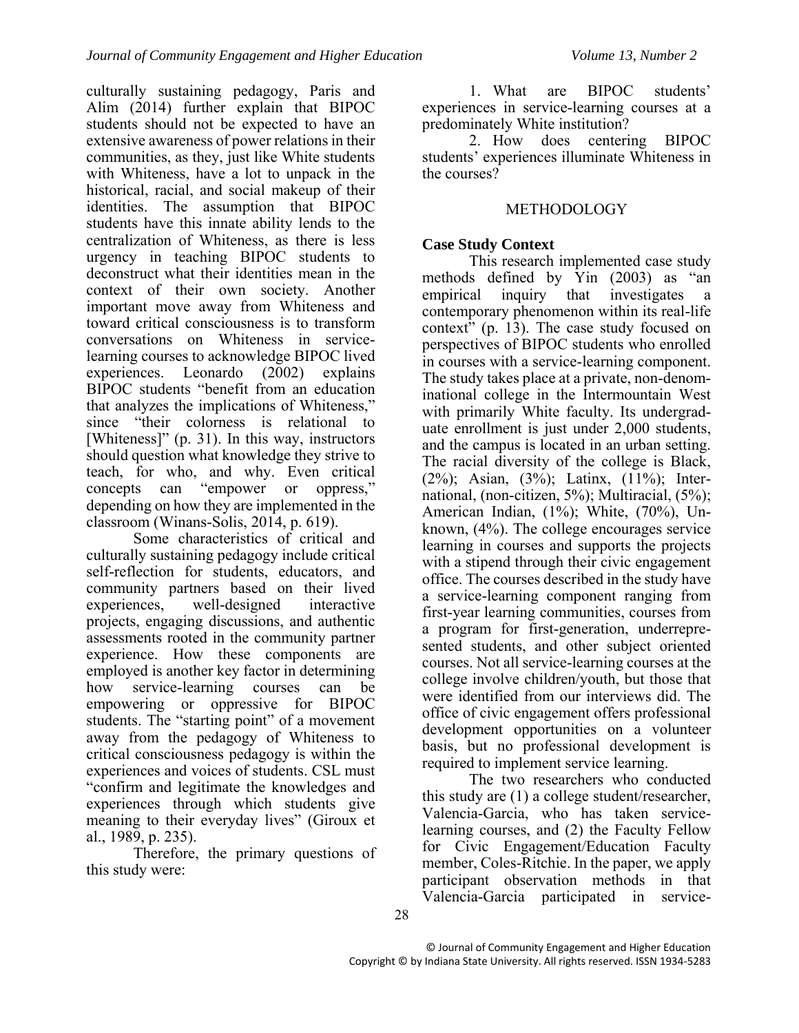culturally sustaining pedagogy, Paris and Alim (2014) further explain that BIPOC students should not be expected to have an extensive awareness of power relations in their communities, as they, just like White students with Whiteness, have a lot to unpack in the historical, racial, and social makeup of their identities. The assumption that BIPOC students have this innate ability lends to the centralization of Whiteness, as there is less urgency in teaching BIPOC students to deconstruct what their identities mean in the context of their own society. Another important move away from Whiteness and toward critical consciousness is to transform conversations on Whiteness in service-learning courses to acknowledge BIPOC lived experiences. Leonardo (2002) explains BIPOC students "benefit from an education that analyzes the implications of Whiteness," since "their colorness is relational to [Whiteness]" (p. 31). In this way, instructors should question what knowledge they strive to teach, for who, and why. Even critical concepts can "empower or oppress," depending on how they are implemented in the classroom (Winans-Solis, 2014, p. 619).

Some characteristics of critical and culturally sustaining pedagogy include critical self-reflection for students, educators, and community partners based on their lived experiences, well-designed interactive projects, engaging discussions, and authentic assessments rooted in the community partner experience. How these components are employed is another key factor in determining how service-learning courses can be empowering or oppressive for BIPOC students. The "starting point" of a movement away from the pedagogy of Whiteness to critical consciousness pedagogy is within the experiences and voices of students. CSL must "confirm and legitimate the knowledges and experiences through which students give meaning to their everyday lives" (Giroux et al., 1989, p. 235).

Therefore, the primary questions of this study were:

1. What are BIPOC students' experiences in service-learning courses at a predominately White institution?
2. How does centering BIPOC students' experiences illuminate Whiteness in the courses?

## METHODOLOGY

### Case Study Context

This research implemented case study methods defined by Yin (2003) as "an empirical inquiry that investigates a contemporary phenomenon within its real-life context" (p. 13). The case study focused on perspectives of BIPOC students who enrolled in courses with a service-learning component. The study takes place at a private, non-denominational college in the Intermountain West with primarily White faculty. Its undergraduate enrollment is just under 2,000 students, and the campus is located in an urban setting. The racial diversity of the college is Black, (2%); Asian, (3%); Latinx, (11%); International, (non-citizen, 5%); Multiracial, (5%); American Indian, (1%); White, (70%), Unknown, (4%). The college encourages service learning in courses and supports the projects with a stipend through their civic engagement office. The courses described in the study have a service-learning component ranging from first-year learning communities, courses from a program for first-generation, underrepresented students, and other subject oriented courses. Not all service-learning courses at the college involve children/youth, but those that were identified from our interviews did. The office of civic engagement offers professional development opportunities on a volunteer basis, but no professional development is required to implement service learning.

The two researchers who conducted this study are (1) a college student/researcher, Valencia-Garcia, who has taken service-learning courses, and (2) the Faculty Fellow for Civic Engagement/Education Faculty member, Coles-Ritchie. In the paper, we apply participant observation methods in that Valencia-Garcia participated in service-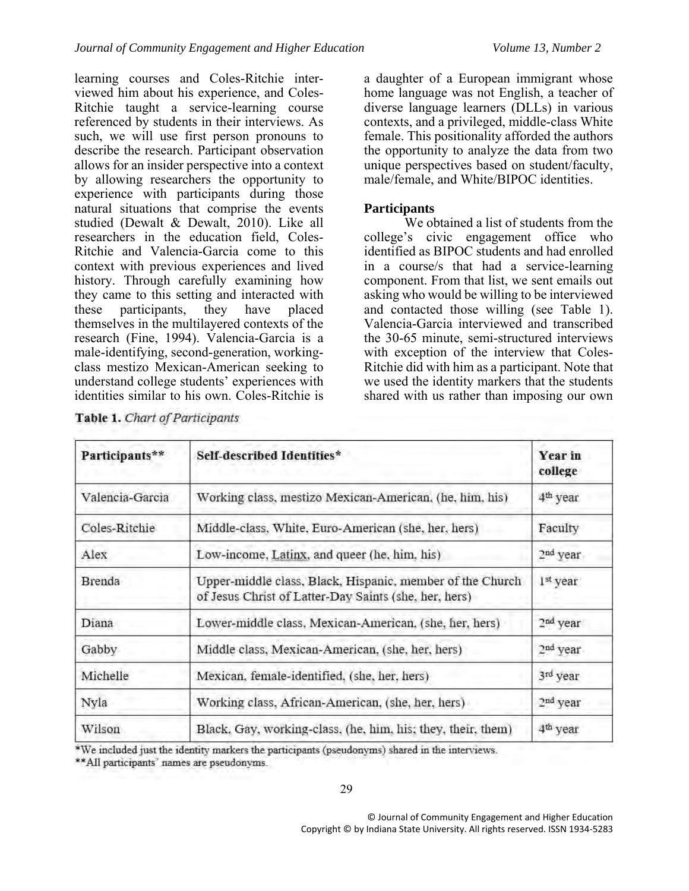learning courses and Coles-Ritchie interviewed him about his experience, and Coles-Ritchie taught a service-learning course referenced by students in their interviews. As such, we will use first person pronouns to describe the research. Participant observation allows for an insider perspective into a context by allowing researchers the opportunity to experience with participants during those natural situations that comprise the events studied (Dewalt & Dewalt, 2010). Like all researchers in the education field, Coles-Ritchie and Valencia-Garcia come to this context with previous experiences and lived history. Through carefully examining how they came to this setting and interacted with these participants, they have placed themselves in the multilayered contexts of the research (Fine, 1994). Valencia-Garcia is a male-identifying, second-generation, working-class mestizo Mexican-American seeking to understand college students' experiences with identities similar to his own. Coles-Ritchie is a daughter of a European immigrant whose home language was not English, a teacher of diverse language learners (DLLs) in various contexts, and a privileged, middle-class White female. This positionality afforded the authors the opportunity to analyze the data from two unique perspectives based on student/faculty, male/female, and White/BIPOC identities.

### Participants

We obtained a list of students from the college's civic engagement office who identified as BIPOC students and had enrolled in a course/s that had a service-learning component. From that list, we sent emails out asking who would be willing to be interviewed and contacted those willing (see Table 1). Valencia-Garcia interviewed and transcribed the 30-65 minute, semi-structured interviews with exception of the interview that Coles-Ritchie did with him as a participant. Note that we used the identity markers that the students shared with us rather than imposing our own

**Table 1.** *Chart of Participants*

| Participants** | Self-described Identities* | Year in college |
|---|---|---|
| Valencia-Garcia | Working class, mestizo Mexican-American, (he, him, his) | 4th year |
| Coles-Ritchie | Middle-class, White, Euro-American (she, her, hers) | Faculty |
| Alex | Low-income, Latinx, and queer (he, him, his) | 2nd year |
| Brenda | Upper-middle class, Black, Hispanic, member of the Church of Jesus Christ of Latter-Day Saints (she, her, hers) | 1st year |
| Diana | Lower-middle class, Mexican-American, (she, her, hers) | 2nd year |
| Gabby | Middle class, Mexican-American, (she, her, hers) | 2nd year |
| Michelle | Mexican, female-identified, (she, her, hers) | 3rd year |
| Nyla | Working class, African-American, (she, her, hers) | 2nd year |
| Wilson | Black, Gay, working-class, (he, him, his; they, their, them) | 4th year |

*We included just the identity markers the participants (pseudonyms) shared in the interviews.
**All participants' names are pseudonyms.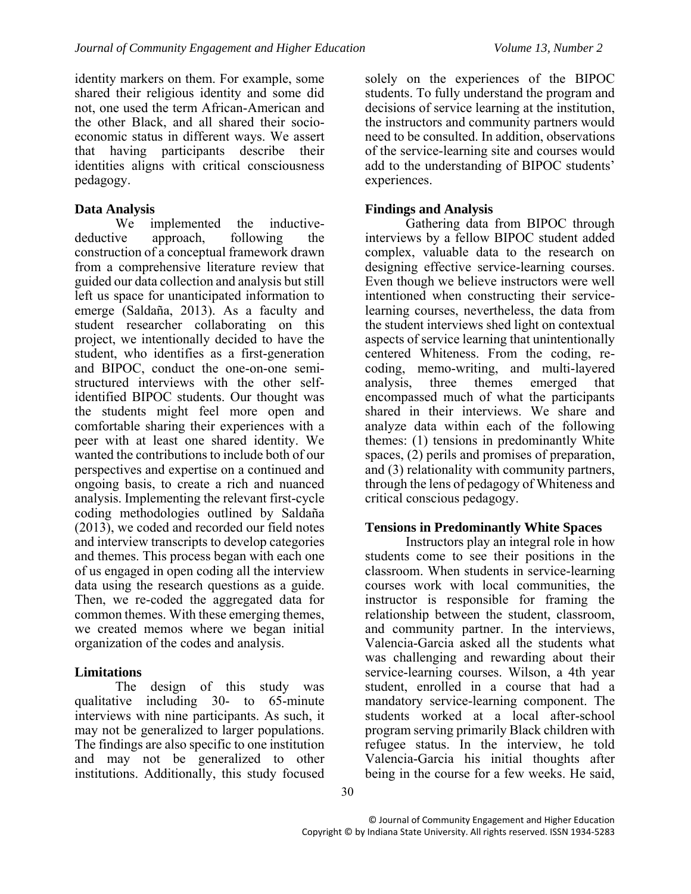identity markers on them. For example, some shared their religious identity and some did not, one used the term African-American and the other Black, and all shared their socio-economic status in different ways. We assert that having participants describe their identities aligns with critical consciousness pedagogy.

## Data Analysis

We implemented the inductive-deductive approach, following the construction of a conceptual framework drawn from a comprehensive literature review that guided our data collection and analysis but still left us space for unanticipated information to emerge (Saldaña, 2013). As a faculty and student researcher collaborating on this project, we intentionally decided to have the student, who identifies as a first-generation and BIPOC, conduct the one-on-one semi-structured interviews with the other self-identified BIPOC students. Our thought was the students might feel more open and comfortable sharing their experiences with a peer with at least one shared identity. We wanted the contributions to include both of our perspectives and expertise on a continued and ongoing basis, to create a rich and nuanced analysis. Implementing the relevant first-cycle coding methodologies outlined by Saldaña (2013), we coded and recorded our field notes and interview transcripts to develop categories and themes. This process began with each one of us engaged in open coding all the interview data using the research questions as a guide. Then, we re-coded the aggregated data for common themes. With these emerging themes, we created memos where we began initial organization of the codes and analysis.

## Limitations

The design of this study was qualitative including 30- to 65-minute interviews with nine participants. As such, it may not be generalized to larger populations. The findings are also specific to one institution and may not be generalized to other institutions. Additionally, this study focused solely on the experiences of the BIPOC students. To fully understand the program and decisions of service learning at the institution, the instructors and community partners would need to be consulted. In addition, observations of the service-learning site and courses would add to the understanding of BIPOC students' experiences.

## Findings and Analysis

Gathering data from BIPOC through interviews by a fellow BIPOC student added complex, valuable data to the research on designing effective service-learning courses. Even though we believe instructors were well intentioned when constructing their service-learning courses, nevertheless, the data from the student interviews shed light on contextual aspects of service learning that unintentionally centered Whiteness. From the coding, re-coding, memo-writing, and multi-layered analysis, three themes emerged that encompassed much of what the participants shared in their interviews. We share and analyze data within each of the following themes: (1) tensions in predominantly White spaces, (2) perils and promises of preparation, and (3) relationality with community partners, through the lens of pedagogy of Whiteness and critical conscious pedagogy.

### Tensions in Predominantly White Spaces

Instructors play an integral role in how students come to see their positions in the classroom. When students in service-learning courses work with local communities, the instructor is responsible for framing the relationship between the student, classroom, and community partner. In the interviews, Valencia-Garcia asked all the students what was challenging and rewarding about their service-learning courses. Wilson, a 4th year student, enrolled in a course that had a mandatory service-learning component. The students worked at a local after-school program serving primarily Black children with refugee status. In the interview, he told Valencia-Garcia his initial thoughts after being in the course for a few weeks. He said,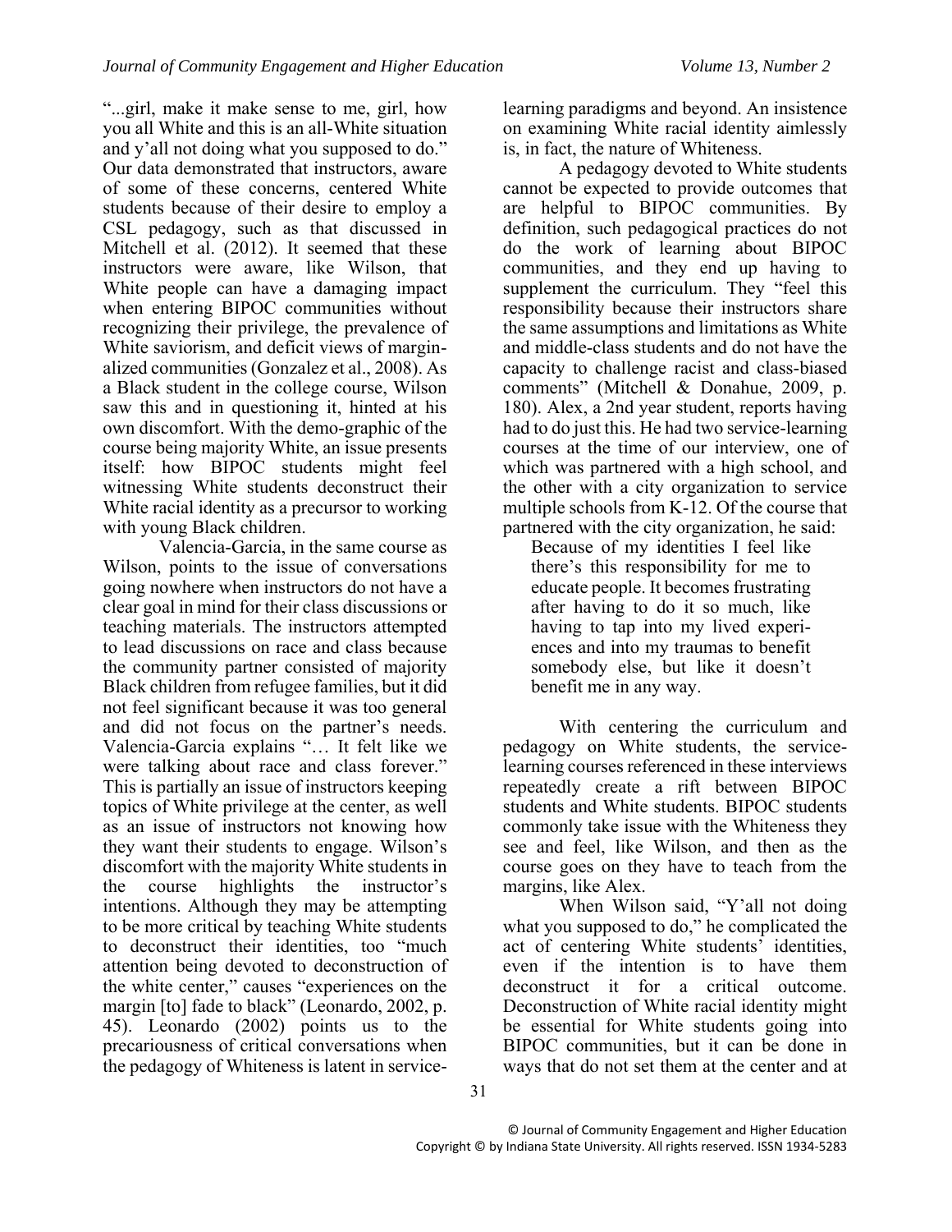"...girl, make it make sense to me, girl, how you all White and this is an all-White situation and y'all not doing what you supposed to do." Our data demonstrated that instructors, aware of some of these concerns, centered White students because of their desire to employ a CSL pedagogy, such as that discussed in Mitchell et al. (2012). It seemed that these instructors were aware, like Wilson, that White people can have a damaging impact when entering BIPOC communities without recognizing their privilege, the prevalence of White saviorism, and deficit views of marginalized communities (Gonzalez et al., 2008). As a Black student in the college course, Wilson saw this and in questioning it, hinted at his own discomfort. With the demo-graphic of the course being majority White, an issue presents itself: how BIPOC students might feel witnessing White students deconstruct their White racial identity as a precursor to working with young Black children.

Valencia-Garcia, in the same course as Wilson, points to the issue of conversations going nowhere when instructors do not have a clear goal in mind for their class discussions or teaching materials. The instructors attempted to lead discussions on race and class because the community partner consisted of majority Black children from refugee families, but it did not feel significant because it was too general and did not focus on the partner's needs. Valencia-Garcia explains "… It felt like we were talking about race and class forever." This is partially an issue of instructors keeping topics of White privilege at the center, as well as an issue of instructors not knowing how they want their students to engage. Wilson's discomfort with the majority White students in the course highlights the instructor's intentions. Although they may be attempting to be more critical by teaching White students to deconstruct their identities, too "much attention being devoted to deconstruction of the white center," causes "experiences on the margin [to] fade to black" (Leonardo, 2002, p. 45). Leonardo (2002) points us to the precariousness of critical conversations when the pedagogy of Whiteness is latent in service-learning paradigms and beyond. An insistence on examining White racial identity aimlessly is, in fact, the nature of Whiteness.

A pedagogy devoted to White students cannot be expected to provide outcomes that are helpful to BIPOC communities. By definition, such pedagogical practices do not do the work of learning about BIPOC communities, and they end up having to supplement the curriculum. They "feel this responsibility because their instructors share the same assumptions and limitations as White and middle-class students and do not have the capacity to challenge racist and class-biased comments" (Mitchell & Donahue, 2009, p. 180). Alex, a 2nd year student, reports having had to do just this. He had two service-learning courses at the time of our interview, one of which was partnered with a high school, and the other with a city organization to service multiple schools from K-12. Of the course that partnered with the city organization, he said:

> Because of my identities I feel like there's this responsibility for me to educate people. It becomes frustrating after having to do it so much, like having to tap into my lived experiences and into my traumas to benefit somebody else, but like it doesn't benefit me in any way.

With centering the curriculum and pedagogy on White students, the service-learning courses referenced in these interviews repeatedly create a rift between BIPOC students and White students. BIPOC students commonly take issue with the Whiteness they see and feel, like Wilson, and then as the course goes on they have to teach from the margins, like Alex.

When Wilson said, "Y'all not doing what you supposed to do," he complicated the act of centering White students' identities, even if the intention is to have them deconstruct it for a critical outcome. Deconstruction of White racial identity might be essential for White students going into BIPOC communities, but it can be done in ways that do not set them at the center and at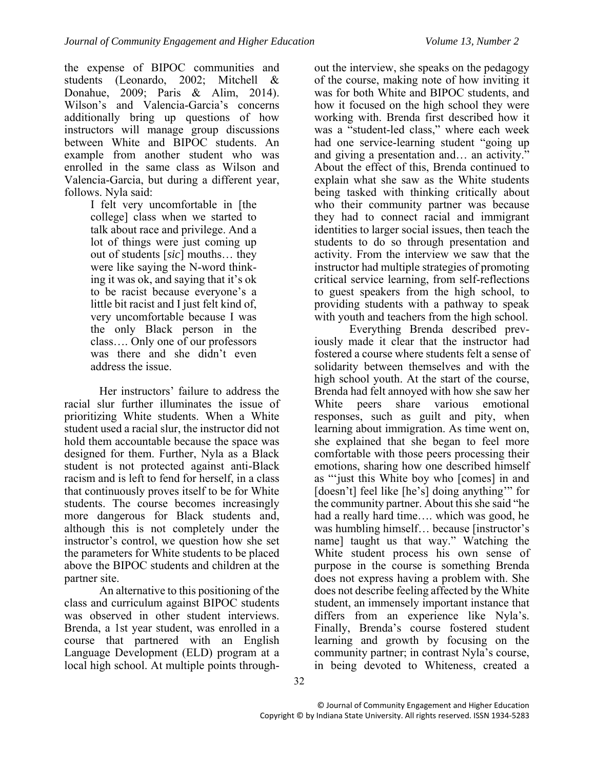the expense of BIPOC communities and students (Leonardo, 2002; Mitchell & Donahue, 2009; Paris & Alim, 2014). Wilson's and Valencia-Garcia's concerns additionally bring up questions of how instructors will manage group discussions between White and BIPOC students. An example from another student who was enrolled in the same class as Wilson and Valencia-Garcia, but during a different year, follows. Nyla said:

> I felt very uncomfortable in [the college] class when we started to talk about race and privilege. And a lot of things were just coming up out of students [*sic*] mouths… they were like saying the N-word thinking it was ok, and saying that it's ok to be racist because everyone's a little bit racist and I just felt kind of, very uncomfortable because I was the only Black person in the class…. Only one of our professors was there and she didn't even address the issue.

Her instructors' failure to address the racial slur further illuminates the issue of prioritizing White students. When a White student used a racial slur, the instructor did not hold them accountable because the space was designed for them. Further, Nyla as a Black student is not protected against anti-Black racism and is left to fend for herself, in a class that continuously proves itself to be for White students. The course becomes increasingly more dangerous for Black students and, although this is not completely under the instructor's control, we question how she set the parameters for White students to be placed above the BIPOC students and children at the partner site.

An alternative to this positioning of the class and curriculum against BIPOC students was observed in other student interviews. Brenda, a 1st year student, was enrolled in a course that partnered with an English Language Development (ELD) program at a local high school. At multiple points throughout the interview, she speaks on the pedagogy of the course, making note of how inviting it was for both White and BIPOC students, and how it focused on the high school they were working with. Brenda first described how it was a "student-led class," where each week had one service-learning student "going up and giving a presentation and… an activity." About the effect of this, Brenda continued to explain what she saw as the White students being tasked with thinking critically about who their community partner was because they had to connect racial and immigrant identities to larger social issues, then teach the students to do so through presentation and activity. From the interview we saw that the instructor had multiple strategies of promoting critical service learning, from self-reflections to guest speakers from the high school, to providing students with a pathway to speak with youth and teachers from the high school.

Everything Brenda described previously made it clear that the instructor had fostered a course where students felt a sense of solidarity between themselves and with the high school youth. At the start of the course, Brenda had felt annoyed with how she saw her White peers share various emotional responses, such as guilt and pity, when learning about immigration. As time went on, she explained that she began to feel more comfortable with those peers processing their emotions, sharing how one described himself as "'just this White boy who [comes] in and [doesn't] feel like [he's] doing anything'" for the community partner. About this she said "he had a really hard time…. which was good, he was humbling himself… because [instructor's name] taught us that way." Watching the White student process his own sense of purpose in the course is something Brenda does not express having a problem with. She does not describe feeling affected by the White student, an immensely important instance that differs from an experience like Nyla's. Finally, Brenda's course fostered student learning and growth by focusing on the community partner; in contrast Nyla's course, in being devoted to Whiteness, created a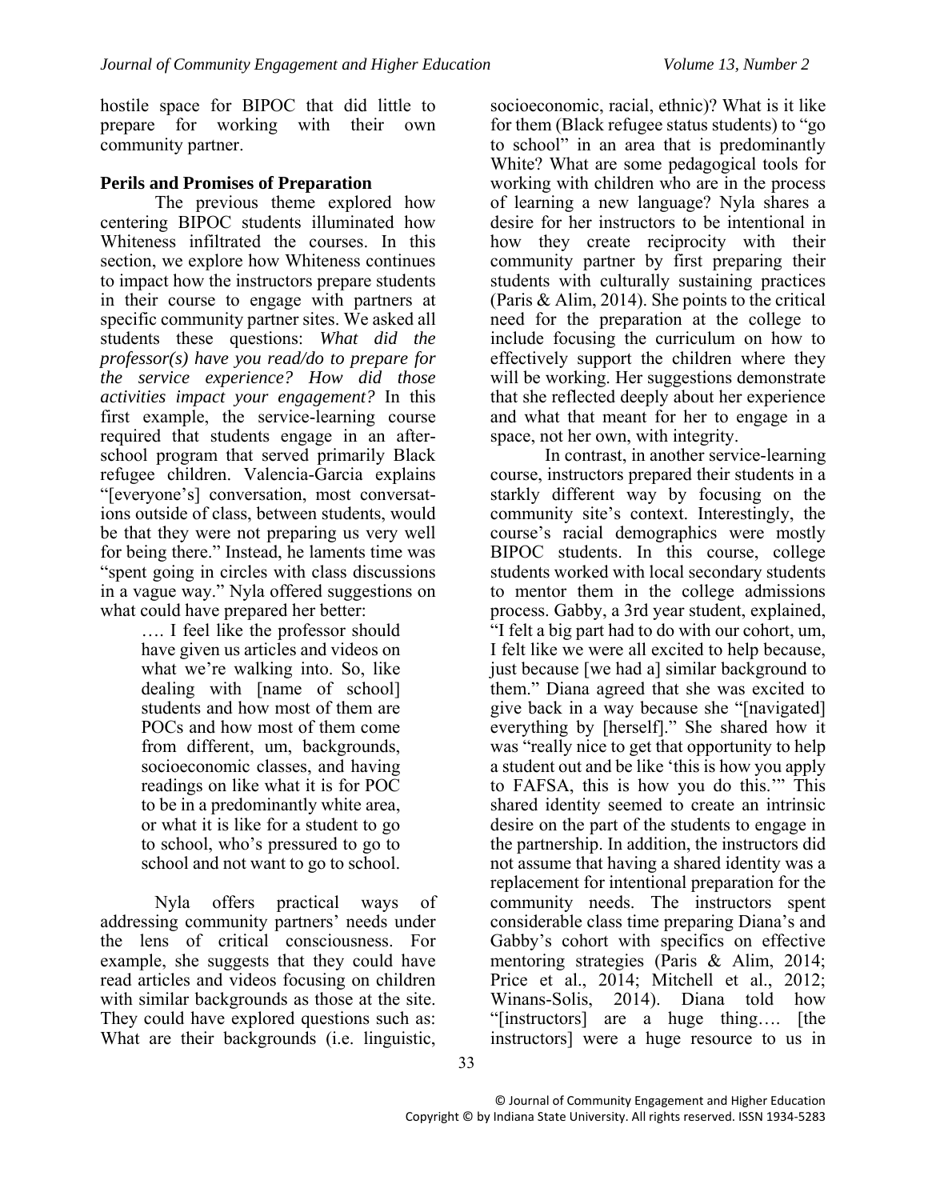hostile space for BIPOC that did little to prepare for working with their own community partner.

**Perils and Promises of Preparation**

The previous theme explored how centering BIPOC students illuminated how Whiteness infiltrated the courses. In this section, we explore how Whiteness continues to impact how the instructors prepare students in their course to engage with partners at specific community partner sites. We asked all students these questions: *What did the professor(s) have you read/do to prepare for the service experience? How did those activities impact your engagement?* In this first example, the service-learning course required that students engage in an after-school program that served primarily Black refugee children. Valencia-Garcia explains "[everyone's] conversation, most conversations outside of class, between students, would be that they were not preparing us very well for being there." Instead, he laments time was "spent going in circles with class discussions in a vague way." Nyla offered suggestions on what could have prepared her better:

> …. I feel like the professor should have given us articles and videos on what we're walking into. So, like dealing with [name of school] students and how most of them are POCs and how most of them come from different, um, backgrounds, socioeconomic classes, and having readings on like what it is for POC to be in a predominantly white area, or what it is like for a student to go to school, who's pressured to go to school and not want to go to school.

Nyla offers practical ways of addressing community partners' needs under the lens of critical consciousness. For example, she suggests that they could have read articles and videos focusing on children with similar backgrounds as those at the site. They could have explored questions such as: What are their backgrounds (i.e. linguistic, socioeconomic, racial, ethnic)? What is it like for them (Black refugee status students) to "go to school" in an area that is predominantly White? What are some pedagogical tools for working with children who are in the process of learning a new language? Nyla shares a desire for her instructors to be intentional in how they create reciprocity with their community partner by first preparing their students with culturally sustaining practices (Paris & Alim, 2014). She points to the critical need for the preparation at the college to include focusing the curriculum on how to effectively support the children where they will be working. Her suggestions demonstrate that she reflected deeply about her experience and what that meant for her to engage in a space, not her own, with integrity.

In contrast, in another service-learning course, instructors prepared their students in a starkly different way by focusing on the community site's context. Interestingly, the course's racial demographics were mostly BIPOC students. In this course, college students worked with local secondary students to mentor them in the college admissions process. Gabby, a 3rd year student, explained, "I felt a big part had to do with our cohort, um, I felt like we were all excited to help because, just because [we had a] similar background to them." Diana agreed that she was excited to give back in a way because she "[navigated] everything by [herself]." She shared how it was "really nice to get that opportunity to help a student out and be like 'this is how you apply to FAFSA, this is how you do this.'" This shared identity seemed to create an intrinsic desire on the part of the students to engage in the partnership. In addition, the instructors did not assume that having a shared identity was a replacement for intentional preparation for the community needs. The instructors spent considerable class time preparing Diana's and Gabby's cohort with specifics on effective mentoring strategies (Paris & Alim, 2014; Price et al., 2014; Mitchell et al., 2012; Winans-Solis, 2014). Diana told how "[instructors] are a huge thing…. [the instructors] were a huge resource to us in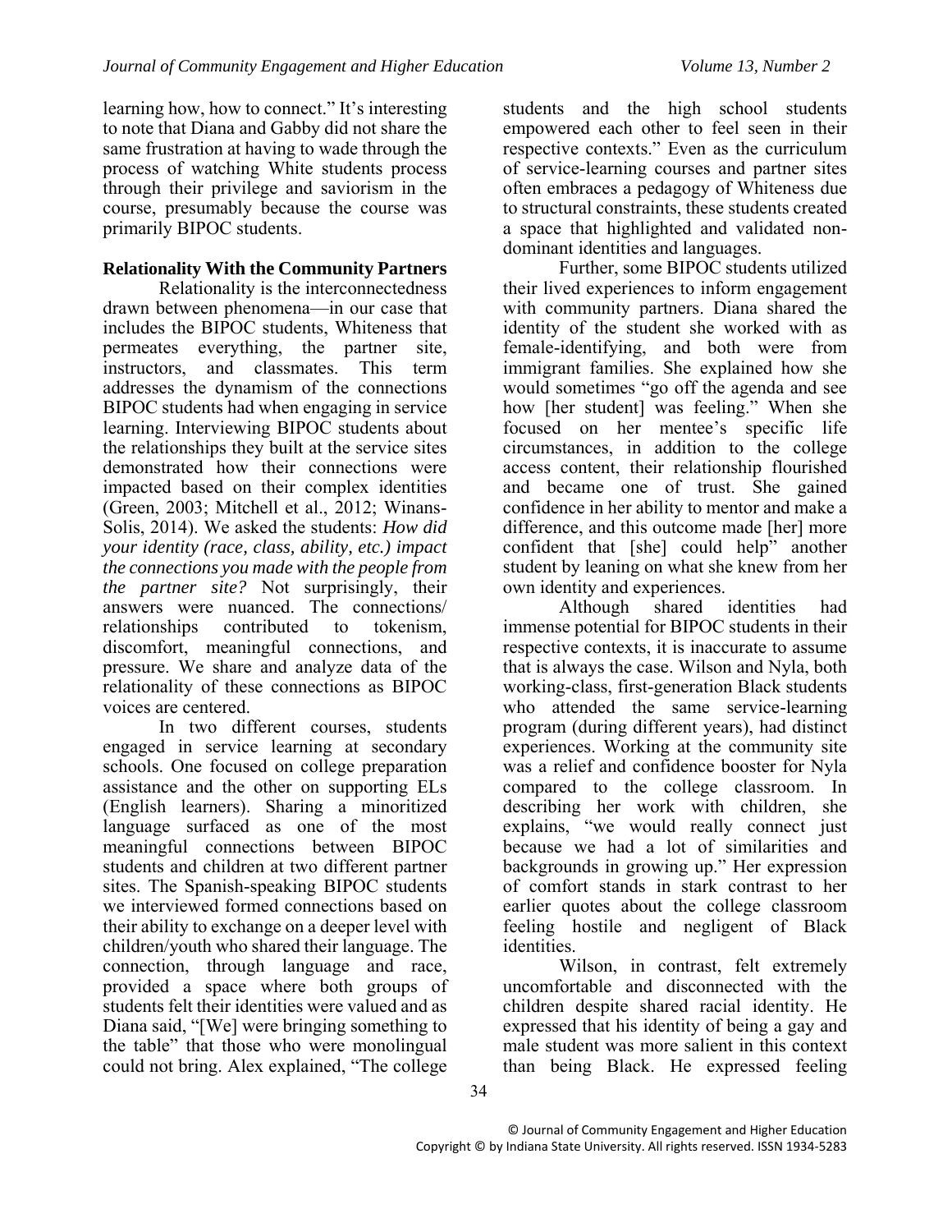learning how, how to connect." It's interesting to note that Diana and Gabby did not share the same frustration at having to wade through the process of watching White students process through their privilege and saviorism in the course, presumably because the course was primarily BIPOC students.

**Relationality With the Community Partners**

Relationality is the interconnectedness drawn between phenomena—in our case that includes the BIPOC students, Whiteness that permeates everything, the partner site, instructors, and classmates. This term addresses the dynamism of the connections BIPOC students had when engaging in service learning. Interviewing BIPOC students about the relationships they built at the service sites demonstrated how their connections were impacted based on their complex identities (Green, 2003; Mitchell et al., 2012; Winans-Solis, 2014). We asked the students: *How did your identity (race, class, ability, etc.) impact the connections you made with the people from the partner site?* Not surprisingly, their answers were nuanced. The connections/relationships contributed to tokenism, discomfort, meaningful connections, and pressure. We share and analyze data of the relationality of these connections as BIPOC voices are centered.

In two different courses, students engaged in service learning at secondary schools. One focused on college preparation assistance and the other on supporting ELs (English learners). Sharing a minoritized language surfaced as one of the most meaningful connections between BIPOC students and children at two different partner sites. The Spanish-speaking BIPOC students we interviewed formed connections based on their ability to exchange on a deeper level with children/youth who shared their language. The connection, through language and race, provided a space where both groups of students felt their identities were valued and as Diana said, "[We] were bringing something to the table" that those who were monolingual could not bring. Alex explained, "The college students and the high school students empowered each other to feel seen in their respective contexts." Even as the curriculum of service-learning courses and partner sites often embraces a pedagogy of Whiteness due to structural constraints, these students created a space that highlighted and validated non-dominant identities and languages.

Further, some BIPOC students utilized their lived experiences to inform engagement with community partners. Diana shared the identity of the student she worked with as female-identifying, and both were from immigrant families. She explained how she would sometimes "go off the agenda and see how [her student] was feeling." When she focused on her mentee's specific life circumstances, in addition to the college access content, their relationship flourished and became one of trust. She gained confidence in her ability to mentor and make a difference, and this outcome made [her] more confident that [she] could help" another student by leaning on what she knew from her own identity and experiences.

Although shared identities had immense potential for BIPOC students in their respective contexts, it is inaccurate to assume that is always the case. Wilson and Nyla, both working-class, first-generation Black students who attended the same service-learning program (during different years), had distinct experiences. Working at the community site was a relief and confidence booster for Nyla compared to the college classroom. In describing her work with children, she explains, "we would really connect just because we had a lot of similarities and backgrounds in growing up." Her expression of comfort stands in stark contrast to her earlier quotes about the college classroom feeling hostile and negligent of Black identities.

Wilson, in contrast, felt extremely uncomfortable and disconnected with the children despite shared racial identity. He expressed that his identity of being a gay and male student was more salient in this context than being Black. He expressed feeling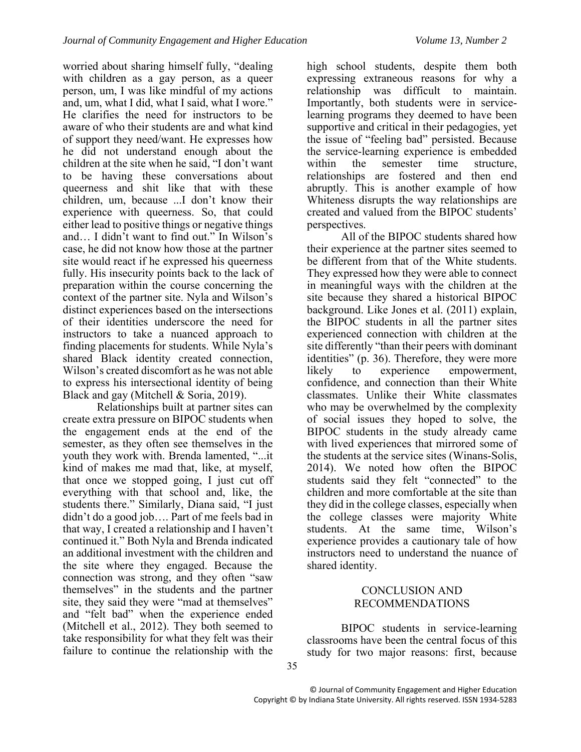worried about sharing himself fully, "dealing with children as a gay person, as a queer person, um, I was like mindful of my actions and, um, what I did, what I said, what I wore." He clarifies the need for instructors to be aware of who their students are and what kind of support they need/want. He expresses how he did not understand enough about the children at the site when he said, "I don't want to be having these conversations about queerness and shit like that with these children, um, because ...I don't know their experience with queerness. So, that could either lead to positive things or negative things and… I didn't want to find out." In Wilson's case, he did not know how those at the partner site would react if he expressed his queerness fully. His insecurity points back to the lack of preparation within the course concerning the context of the partner site. Nyla and Wilson's distinct experiences based on the intersections of their identities underscore the need for instructors to take a nuanced approach to finding placements for students. While Nyla's shared Black identity created connection, Wilson's created discomfort as he was not able to express his intersectional identity of being Black and gay (Mitchell & Soria, 2019).

Relationships built at partner sites can create extra pressure on BIPOC students when the engagement ends at the end of the semester, as they often see themselves in the youth they work with. Brenda lamented, "...it kind of makes me mad that, like, at myself, that once we stopped going, I just cut off everything with that school and, like, the students there." Similarly, Diana said, "I just didn't do a good job…. Part of me feels bad in that way, I created a relationship and I haven't continued it." Both Nyla and Brenda indicated an additional investment with the children and the site where they engaged. Because the connection was strong, and they often "saw themselves" in the students and the partner site, they said they were "mad at themselves" and "felt bad" when the experience ended (Mitchell et al., 2012). They both seemed to take responsibility for what they felt was their failure to continue the relationship with the high school students, despite them both expressing extraneous reasons for why a relationship was difficult to maintain. Importantly, both students were in service-learning programs they deemed to have been supportive and critical in their pedagogies, yet the issue of "feeling bad" persisted. Because the service-learning experience is embedded within the semester time structure, relationships are fostered and then end abruptly. This is another example of how Whiteness disrupts the way relationships are created and valued from the BIPOC students' perspectives.

All of the BIPOC students shared how their experience at the partner sites seemed to be different from that of the White students. They expressed how they were able to connect in meaningful ways with the children at the site because they shared a historical BIPOC background. Like Jones et al. (2011) explain, the BIPOC students in all the partner sites experienced connection with children at the site differently "than their peers with dominant identities" (p. 36). Therefore, they were more likely to experience empowerment, confidence, and connection than their White classmates. Unlike their White classmates who may be overwhelmed by the complexity of social issues they hoped to solve, the BIPOC students in the study already came with lived experiences that mirrored some of the students at the service sites (Winans-Solis, 2014). We noted how often the BIPOC students said they felt "connected" to the children and more comfortable at the site than they did in the college classes, especially when the college classes were majority White students. At the same time, Wilson's experience provides a cautionary tale of how instructors need to understand the nuance of shared identity.

## CONCLUSION AND RECOMMENDATIONS

BIPOC students in service-learning classrooms have been the central focus of this study for two major reasons: first, because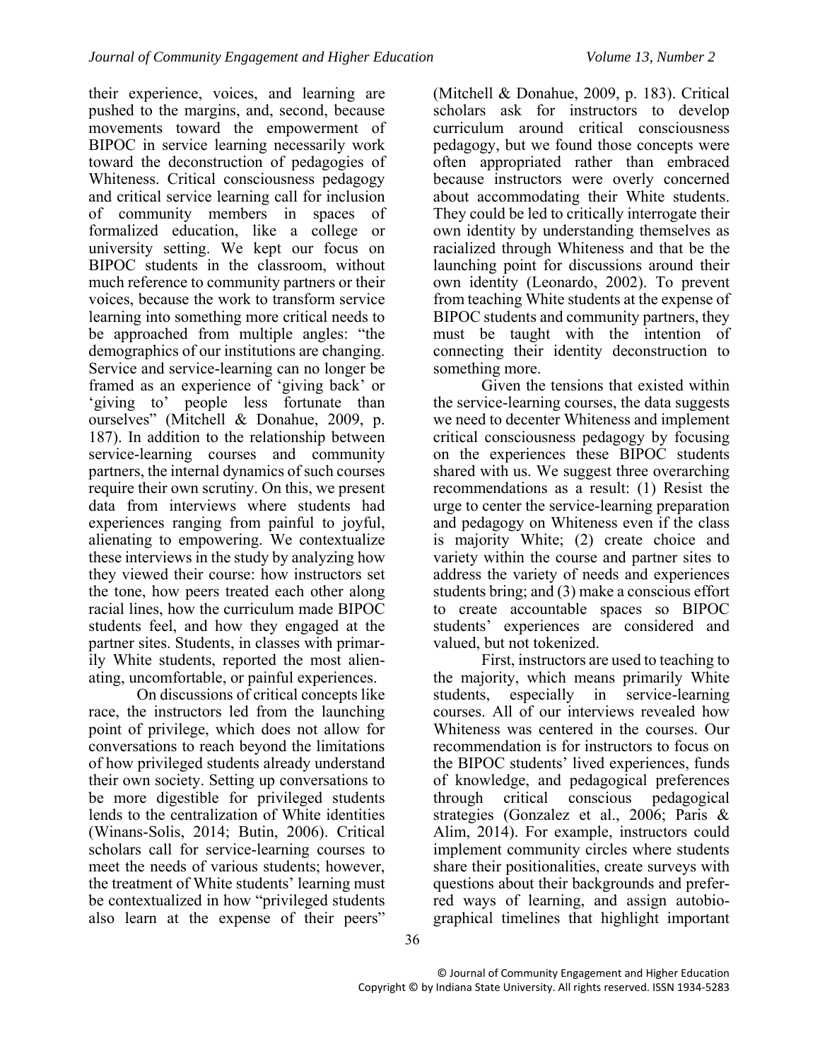their experience, voices, and learning are pushed to the margins, and, second, because movements toward the empowerment of BIPOC in service learning necessarily work toward the deconstruction of pedagogies of Whiteness. Critical consciousness pedagogy and critical service learning call for inclusion of community members in spaces of formalized education, like a college or university setting. We kept our focus on BIPOC students in the classroom, without much reference to community partners or their voices, because the work to transform service learning into something more critical needs to be approached from multiple angles: "the demographics of our institutions are changing. Service and service-learning can no longer be framed as an experience of 'giving back' or 'giving to' people less fortunate than ourselves" (Mitchell & Donahue, 2009, p. 187). In addition to the relationship between service-learning courses and community partners, the internal dynamics of such courses require their own scrutiny. On this, we present data from interviews where students had experiences ranging from painful to joyful, alienating to empowering. We contextualize these interviews in the study by analyzing how they viewed their course: how instructors set the tone, how peers treated each other along racial lines, how the curriculum made BIPOC students feel, and how they engaged at the partner sites. Students, in classes with primarily White students, reported the most alienating, uncomfortable, or painful experiences.

On discussions of critical concepts like race, the instructors led from the launching point of privilege, which does not allow for conversations to reach beyond the limitations of how privileged students already understand their own society. Setting up conversations to be more digestible for privileged students lends to the centralization of White identities (Winans-Solis, 2014; Butin, 2006). Critical scholars call for service-learning courses to meet the needs of various students; however, the treatment of White students' learning must be contextualized in how "privileged students also learn at the expense of their peers" (Mitchell & Donahue, 2009, p. 183). Critical scholars ask for instructors to develop curriculum around critical consciousness pedagogy, but we found those concepts were often appropriated rather than embraced because instructors were overly concerned about accommodating their White students. They could be led to critically interrogate their own identity by understanding themselves as racialized through Whiteness and that be the launching point for discussions around their own identity (Leonardo, 2002). To prevent from teaching White students at the expense of BIPOC students and community partners, they must be taught with the intention of connecting their identity deconstruction to something more.

Given the tensions that existed within the service-learning courses, the data suggests we need to decenter Whiteness and implement critical consciousness pedagogy by focusing on the experiences these BIPOC students shared with us. We suggest three overarching recommendations as a result: (1) Resist the urge to center the service-learning preparation and pedagogy on Whiteness even if the class is majority White; (2) create choice and variety within the course and partner sites to address the variety of needs and experiences students bring; and (3) make a conscious effort to create accountable spaces so BIPOC students' experiences are considered and valued, but not tokenized.

First, instructors are used to teaching to the majority, which means primarily White students, especially in service-learning courses. All of our interviews revealed how Whiteness was centered in the courses. Our recommendation is for instructors to focus on the BIPOC students' lived experiences, funds of knowledge, and pedagogical preferences through critical conscious pedagogical strategies (Gonzalez et al., 2006; Paris & Alim, 2014). For example, instructors could implement community circles where students share their positionalities, create surveys with questions about their backgrounds and preferred ways of learning, and assign autobiographical timelines that highlight important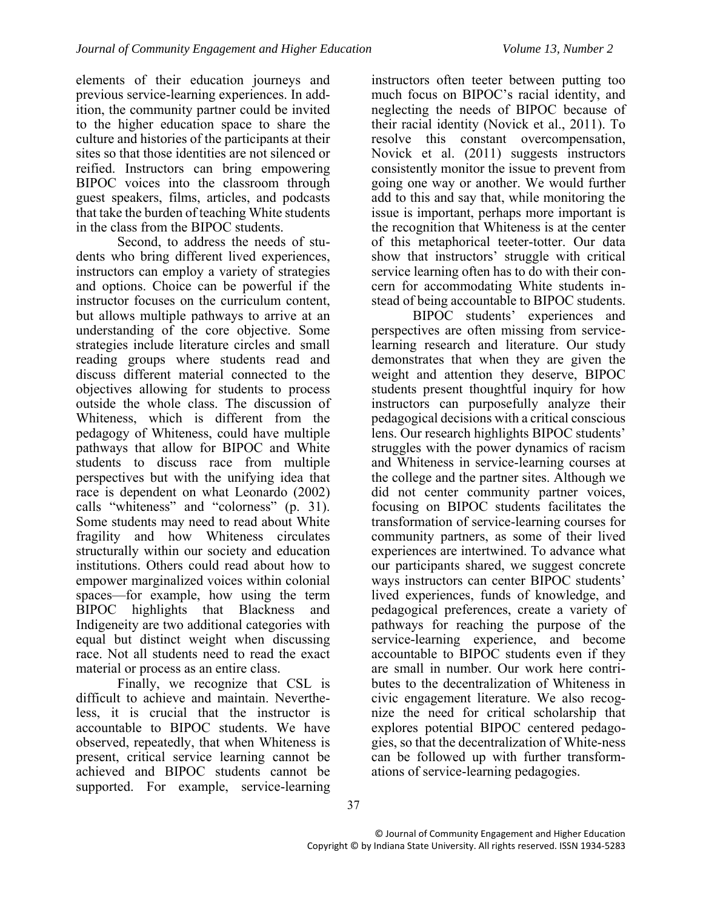elements of their education journeys and previous service-learning experiences. In addition, the community partner could be invited to the higher education space to share the culture and histories of the participants at their sites so that those identities are not silenced or reified. Instructors can bring empowering BIPOC voices into the classroom through guest speakers, films, articles, and podcasts that take the burden of teaching White students in the class from the BIPOC students.

Second, to address the needs of students who bring different lived experiences, instructors can employ a variety of strategies and options. Choice can be powerful if the instructor focuses on the curriculum content, but allows multiple pathways to arrive at an understanding of the core objective. Some strategies include literature circles and small reading groups where students read and discuss different material connected to the objectives allowing for students to process outside the whole class. The discussion of Whiteness, which is different from the pedagogy of Whiteness, could have multiple pathways that allow for BIPOC and White students to discuss race from multiple perspectives but with the unifying idea that race is dependent on what Leonardo (2002) calls "whiteness" and "colorness" (p. 31). Some students may need to read about White fragility and how Whiteness circulates structurally within our society and education institutions. Others could read about how to empower marginalized voices within colonial spaces—for example, how using the term BIPOC highlights that Blackness and Indigeneity are two additional categories with equal but distinct weight when discussing race. Not all students need to read the exact material or process as an entire class.

Finally, we recognize that CSL is difficult to achieve and maintain. Nevertheless, it is crucial that the instructor is accountable to BIPOC students. We have observed, repeatedly, that when Whiteness is present, critical service learning cannot be achieved and BIPOC students cannot be supported. For example, service-learning instructors often teeter between putting too much focus on BIPOC's racial identity, and neglecting the needs of BIPOC because of their racial identity (Novick et al., 2011). To resolve this constant overcompensation, Novick et al. (2011) suggests instructors consistently monitor the issue to prevent from going one way or another. We would further add to this and say that, while monitoring the issue is important, perhaps more important is the recognition that Whiteness is at the center of this metaphorical teeter-totter. Our data show that instructors' struggle with critical service learning often has to do with their concern for accommodating White students instead of being accountable to BIPOC students.

BIPOC students' experiences and perspectives are often missing from service-learning research and literature. Our study demonstrates that when they are given the weight and attention they deserve, BIPOC students present thoughtful inquiry for how instructors can purposefully analyze their pedagogical decisions with a critical conscious lens. Our research highlights BIPOC students' struggles with the power dynamics of racism and Whiteness in service-learning courses at the college and the partner sites. Although we did not center community partner voices, focusing on BIPOC students facilitates the transformation of service-learning courses for community partners, as some of their lived experiences are intertwined. To advance what our participants shared, we suggest concrete ways instructors can center BIPOC students' lived experiences, funds of knowledge, and pedagogical preferences, create a variety of pathways for reaching the purpose of the service-learning experience, and become accountable to BIPOC students even if they are small in number. Our work here contributes to the decentralization of Whiteness in civic engagement literature. We also recognize the need for critical scholarship that explores potential BIPOC centered pedagogies, so that the decentralization of White-ness can be followed up with further transformations of service-learning pedagogies.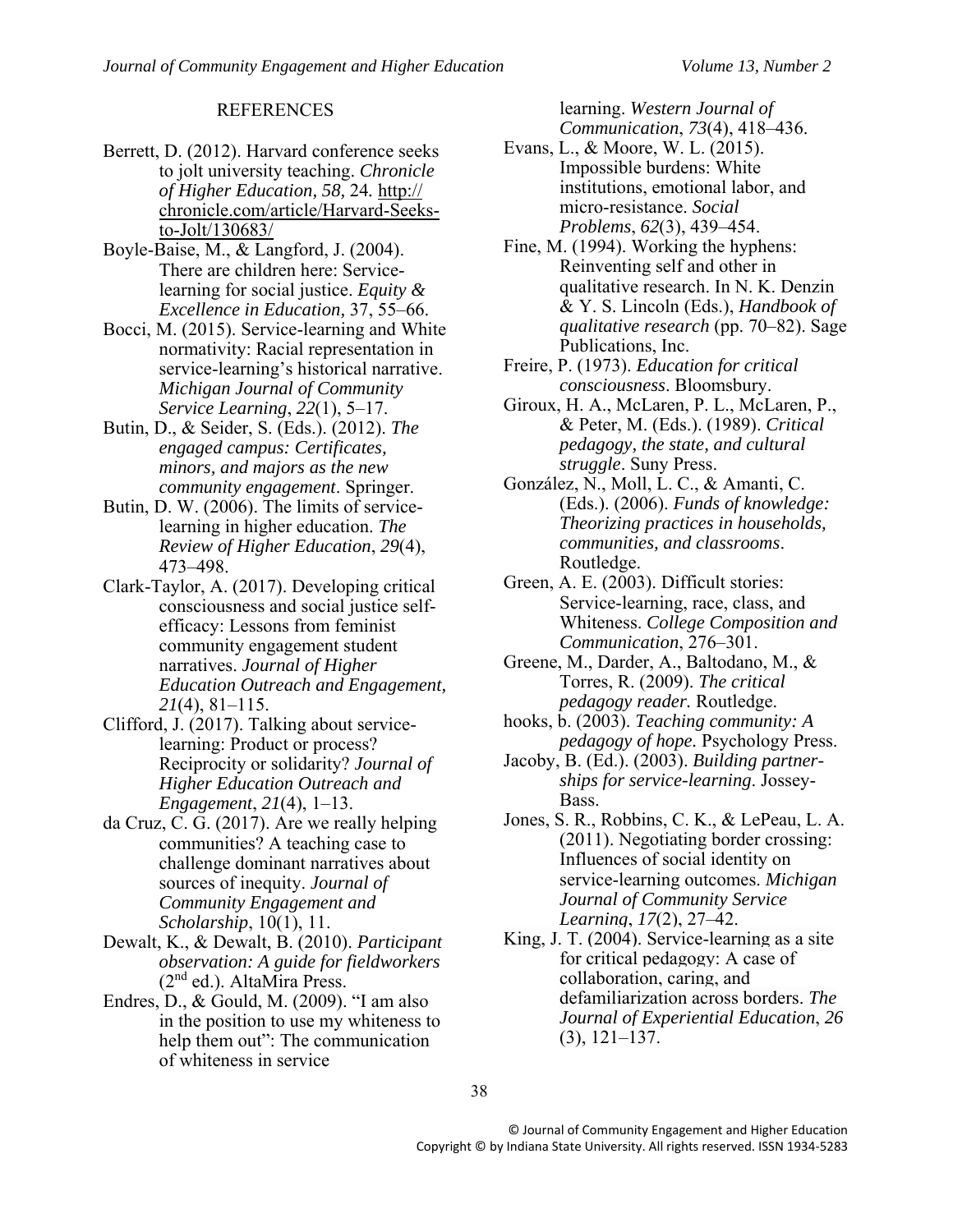## REFERENCES

Berrett, D. (2012). Harvard conference seeks to jolt university teaching. *Chronicle of Higher Education, 58,* 24. http://chronicle.com/article/Harvard-Seeks-to-Jolt/130683/

Boyle-Baise, M., & Langford, J. (2004). There are children here: Service-learning for social justice. *Equity & Excellence in Education,* 37, 55–66.

Bocci, M. (2015). Service-learning and White normativity: Racial representation in service-learning's historical narrative. *Michigan Journal of Community Service Learning*, *22*(1), 5–17.

Butin, D., & Seider, S. (Eds.). (2012). *The engaged campus: Certificates, minors, and majors as the new community engagement*. Springer.

Butin, D. W. (2006). The limits of service-learning in higher education. *The Review of Higher Education*, *29*(4), 473–498.

Clark-Taylor, A. (2017). Developing critical consciousness and social justice self-efficacy: Lessons from feminist community engagement student narratives. *Journal of Higher Education Outreach and Engagement, 21*(4), 81–115.

Clifford, J. (2017). Talking about service-learning: Product or process? Reciprocity or solidarity? *Journal of Higher Education Outreach and Engagement*, *21*(4), 1–13.

da Cruz, C. G. (2017). Are we really helping communities? A teaching case to challenge dominant narratives about sources of inequity. *Journal of Community Engagement and Scholarship*, 10(1), 11.

Dewalt, K., & Dewalt, B. (2010). *Participant observation: A guide for fieldworkers* (2nd ed.). AltaMira Press.

Endres, D., & Gould, M. (2009). "I am also in the position to use my whiteness to help them out": The communication of whiteness in service learning. *Western Journal of Communication*, *73*(4), 418–436.

Evans, L., & Moore, W. L. (2015). Impossible burdens: White institutions, emotional labor, and micro-resistance. *Social Problems*, *62*(3), 439–454.

Fine, M. (1994). Working the hyphens: Reinventing self and other in qualitative research. In N. K. Denzin & Y. S. Lincoln (Eds.), *Handbook of qualitative research* (pp. 70–82). Sage Publications, Inc.

Freire, P. (1973). *Education for critical consciousness*. Bloomsbury.

Giroux, H. A., McLaren, P. L., McLaren, P., & Peter, M. (Eds.). (1989). *Critical pedagogy, the state, and cultural struggle*. Suny Press.

González, N., Moll, L. C., & Amanti, C. (Eds.). (2006). *Funds of knowledge: Theorizing practices in households, communities, and classrooms*. Routledge.

Green, A. E. (2003). Difficult stories: Service-learning, race, class, and Whiteness. *College Composition and Communication*, 276–301.

Greene, M., Darder, A., Baltodano, M., & Torres, R. (2009). *The critical pedagogy reader.* Routledge.

hooks, b. (2003). *Teaching community: A pedagogy of hope.* Psychology Press.

Jacoby, B. (Ed.). (2003). *Building partnerships for service-learning*. Jossey-Bass.

Jones, S. R., Robbins, C. K., & LePeau, L. A. (2011). Negotiating border crossing: Influences of social identity on service-learning outcomes. *Michigan Journal of Community Service Learning*, *17*(2), 27–42.

King, J. T. (2004). Service-learning as a site for critical pedagogy: A case of collaboration, caring, and defamiliarization across borders. *The Journal of Experiential Education*, *26* (3), 121–137.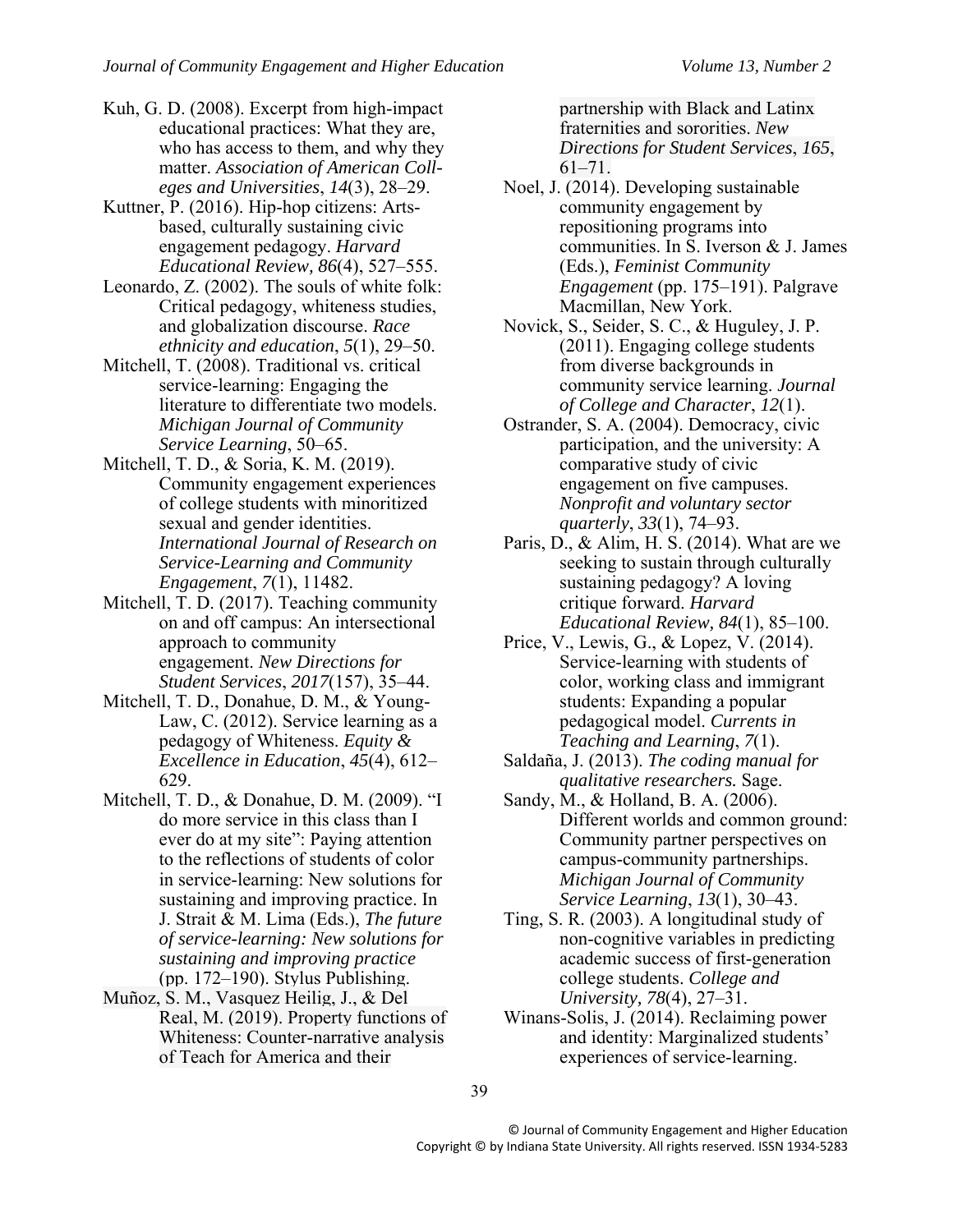Kuh, G. D. (2008). Excerpt from high-impact educational practices: What they are, who has access to them, and why they matter. *Association of American Colleges and Universities*, *14*(3), 28–29.

Kuttner, P. (2016). Hip-hop citizens: Arts-based, culturally sustaining civic engagement pedagogy. *Harvard Educational Review, 86*(4), 527–555.

Leonardo, Z. (2002). The souls of white folk: Critical pedagogy, whiteness studies, and globalization discourse. *Race ethnicity and education*, *5*(1), 29–50.

Mitchell, T. (2008). Traditional vs. critical service-learning: Engaging the literature to differentiate two models. *Michigan Journal of Community Service Learning*, 50–65.

Mitchell, T. D., & Soria, K. M. (2019). Community engagement experiences of college students with minoritized sexual and gender identities. *International Journal of Research on Service-Learning and Community Engagement*, *7*(1), 11482.

Mitchell, T. D. (2017). Teaching community on and off campus: An intersectional approach to community engagement. *New Directions for Student Services*, *2017*(157), 35–44.

Mitchell, T. D., Donahue, D. M., & Young-Law, C. (2012). Service learning as a pedagogy of Whiteness. *Equity & Excellence in Education*, *45*(4), 612–629.

Mitchell, T. D., & Donahue, D. M. (2009). "I do more service in this class than I ever do at my site": Paying attention to the reflections of students of color in service-learning: New solutions for sustaining and improving practice. In J. Strait & M. Lima (Eds.), *The future of service-learning: New solutions for sustaining and improving practice* (pp. 172–190). Stylus Publishing.

Muñoz, S. M., Vasquez Heilig, J., & Del Real, M. (2019). Property functions of Whiteness: Counter-narrative analysis of Teach for America and their partnership with Black and Latinx fraternities and sororities. *New Directions for Student Services*, *165*, 61–71.

Noel, J. (2014). Developing sustainable community engagement by repositioning programs into communities. In S. Iverson & J. James (Eds.), *Feminist Community Engagement* (pp. 175–191). Palgrave Macmillan, New York.

Novick, S., Seider, S. C., & Huguley, J. P. (2011). Engaging college students from diverse backgrounds in community service learning. *Journal of College and Character*, *12*(1).

Ostrander, S. A. (2004). Democracy, civic participation, and the university: A comparative study of civic engagement on five campuses. *Nonprofit and voluntary sector quarterly*, *33*(1), 74–93.

Paris, D., & Alim, H. S. (2014). What are we seeking to sustain through culturally sustaining pedagogy? A loving critique forward. *Harvard Educational Review, 84*(1), 85–100.

Price, V., Lewis, G., & Lopez, V. (2014). Service-learning with students of color, working class and immigrant students: Expanding a popular pedagogical model. *Currents in Teaching and Learning*, *7*(1).

Saldaña, J. (2013). *The coding manual for qualitative researchers.* Sage.

Sandy, M., & Holland, B. A. (2006). Different worlds and common ground: Community partner perspectives on campus-community partnerships. *Michigan Journal of Community Service Learning*, *13*(1), 30–43.

Ting, S. R. (2003). A longitudinal study of non-cognitive variables in predicting academic success of first-generation college students. *College and University, 78*(4), 27–31.

Winans-Solis, J. (2014). Reclaiming power and identity: Marginalized students' experiences of service-learning.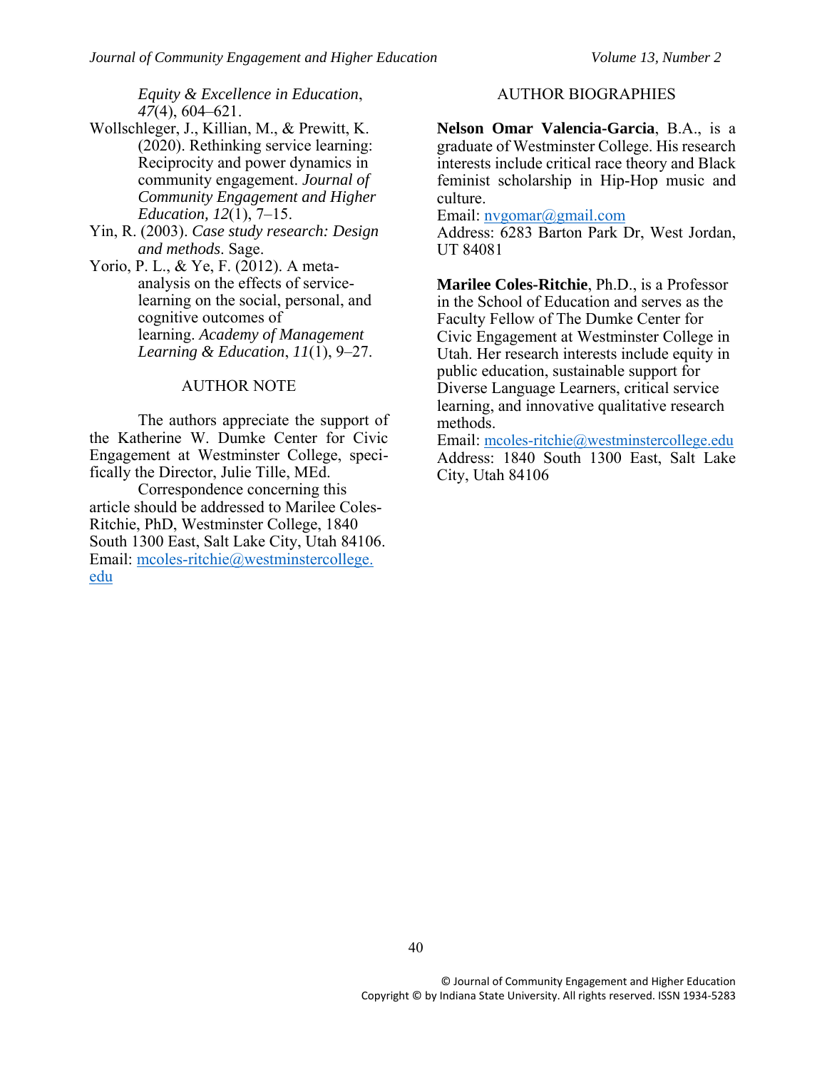*Equity & Excellence in Education*, *47*(4), 604–621.

Wollschleger, J., Killian, M., & Prewitt, K. (2020). Rethinking service learning: Reciprocity and power dynamics in community engagement. *Journal of Community Engagement and Higher Education, 12*(1), 7–15.

Yin, R. (2003). *Case study research: Design and methods*. Sage.

Yorio, P. L., & Ye, F. (2012). A meta-analysis on the effects of service-learning on the social, personal, and cognitive outcomes of learning. *Academy of Management Learning & Education*, *11*(1), 9–27.

## AUTHOR NOTE

The authors appreciate the support of the Katherine W. Dumke Center for Civic Engagement at Westminster College, specifically the Director, Julie Tille, MEd.

Correspondence concerning this article should be addressed to Marilee Coles-Ritchie, PhD, Westminster College, 1840 South 1300 East, Salt Lake City, Utah 84106. Email: mcoles-ritchie@westminstercollege.edu

## AUTHOR BIOGRAPHIES

**Nelson Omar Valencia-Garcia**, B.A., is a graduate of Westminster College. His research interests include critical race theory and Black feminist scholarship in Hip-Hop music and culture.
Email: nvgomar@gmail.com
Address: 6283 Barton Park Dr, West Jordan, UT 84081

**Marilee Coles-Ritchie**, Ph.D., is a Professor in the School of Education and serves as the Faculty Fellow of The Dumke Center for Civic Engagement at Westminster College in Utah. Her research interests include equity in public education, sustainable support for Diverse Language Learners, critical service learning, and innovative qualitative research methods.
Email: mcoles-ritchie@westminstercollege.edu
Address: 1840 South 1300 East, Salt Lake City, Utah 84106